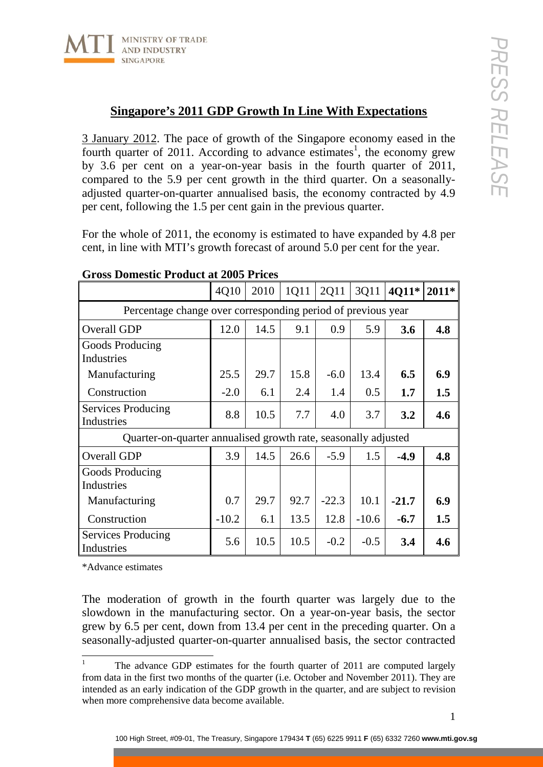## Singapore's 2011 GDP Growth In Line With Expectations

3 January 2012. The pace of growth of the Singapore economy eased in the fourth quarter of 2011. According to advance estimates[1], the economy grew by 3.6 per cent on a year-on-year basis in the fourth quarter of 2011, compared to the 5.9 per cent growth in the third quarter. On a seasonally-adjusted quarter-on-quarter annualised basis, the economy contracted by 4.9 per cent, following the 1.5 per cent gain in the previous quarter.

For the whole of 2011, the economy is estimated to have expanded by 4.8 per cent, in line with MTI's growth forecast of around 5.0 per cent for the year.

**Gross Domestic Product at 2005 Prices**

| | 4Q10 | 2010 | 1Q11 | 2Q11 | 3Q11 | **4Q11*** | **2011*** |
|---|---|---|---|---|---|---|---|
| Percentage change over corresponding period of previous year | | | | | | | |
| Overall GDP | 12.0 | 14.5 | 9.1 | 0.9 | 5.9 | **3.6** | **4.8** |
| Goods Producing Industries | | | | | | | |
| Manufacturing | 25.5 | 29.7 | 15.8 | -6.0 | 13.4 | **6.5** | **6.9** |
| Construction | -2.0 | 6.1 | 2.4 | 1.4 | 0.5 | **1.7** | **1.5** |
| Services Producing Industries | 8.8 | 10.5 | 7.7 | 4.0 | 3.7 | **3.2** | **4.6** |
| Quarter-on-quarter annualised growth rate, seasonally adjusted | | | | | | | |
| Overall GDP | 3.9 | 14.5 | 26.6 | -5.9 | 1.5 | **-4.9** | **4.8** |
| Goods Producing Industries | | | | | | | |
| Manufacturing | 0.7 | 29.7 | 92.7 | -22.3 | 10.1 | **-21.7** | **6.9** |
| Construction | -10.2 | 6.1 | 13.5 | 12.8 | -10.6 | **-6.7** | **1.5** |
| Services Producing Industries | 5.6 | 10.5 | 10.5 | -0.2 | -0.5 | **3.4** | **4.6** |

*Advance estimates

The moderation of growth in the fourth quarter was largely due to the slowdown in the manufacturing sector. On a year-on-year basis, the sector grew by 6.5 per cent, down from 13.4 per cent in the preceding quarter. On a seasonally-adjusted quarter-on-quarter annualised basis, the sector contracted

[1] The advance GDP estimates for the fourth quarter of 2011 are computed largely from data in the first two months of the quarter (i.e. October and November 2011). They are intended as an early indication of the GDP growth in the quarter, and are subject to revision when more comprehensive data become available.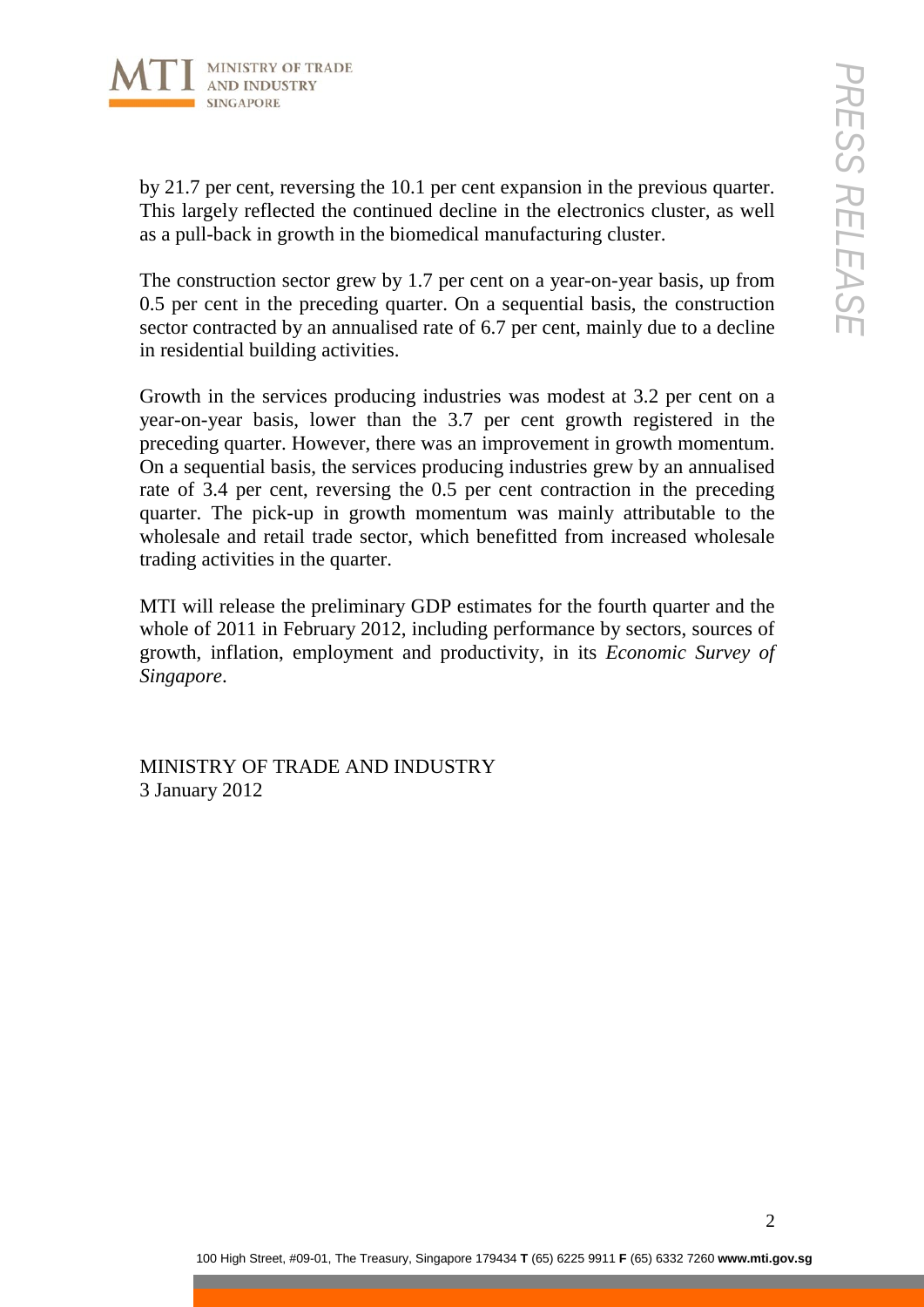by 21.7 per cent, reversing the 10.1 per cent expansion in the previous quarter. This largely reflected the continued decline in the electronics cluster, as well as a pull-back in growth in the biomedical manufacturing cluster.

The construction sector grew by 1.7 per cent on a year-on-year basis, up from 0.5 per cent in the preceding quarter. On a sequential basis, the construction sector contracted by an annualised rate of 6.7 per cent, mainly due to a decline in residential building activities.

Growth in the services producing industries was modest at 3.2 per cent on a year-on-year basis, lower than the 3.7 per cent growth registered in the preceding quarter. However, there was an improvement in growth momentum. On a sequential basis, the services producing industries grew by an annualised rate of 3.4 per cent, reversing the 0.5 per cent contraction in the preceding quarter. The pick-up in growth momentum was mainly attributable to the wholesale and retail trade sector, which benefitted from increased wholesale trading activities in the quarter.

MTI will release the preliminary GDP estimates for the fourth quarter and the whole of 2011 in February 2012, including performance by sectors, sources of growth, inflation, employment and productivity, in its *Economic Survey of Singapore*.

MINISTRY OF TRADE AND INDUSTRY
3 January 2012